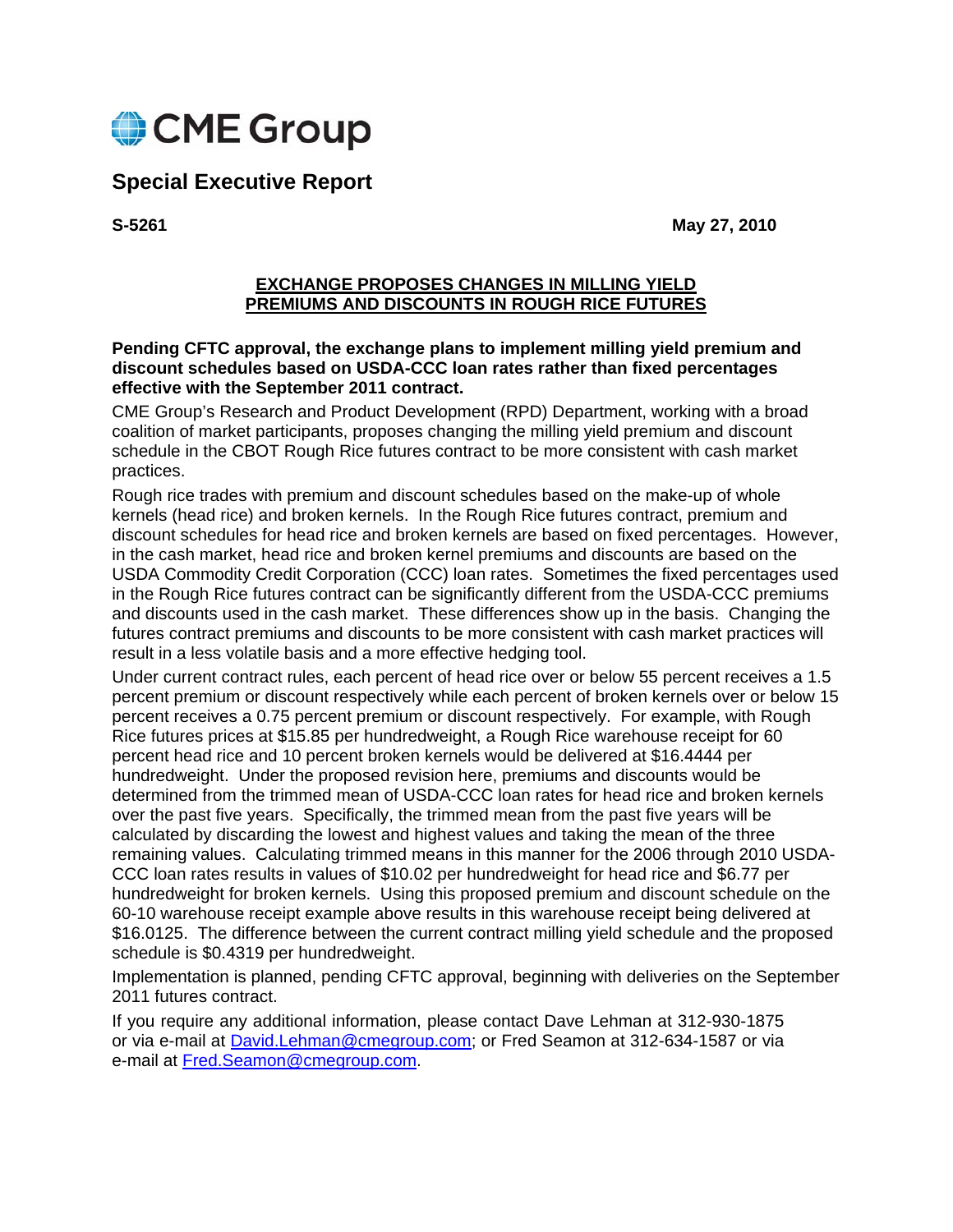CME Group

# Special Executive Report

**S-5261** **May 27, 2010**

## EXCHANGE PROPOSES CHANGES IN MILLING YIELD PREMIUMS AND DISCOUNTS IN ROUGH RICE FUTURES

**Pending CFTC approval, the exchange plans to implement milling yield premium and discount schedules based on USDA-CCC loan rates rather than fixed percentages effective with the September 2011 contract.**

CME Group's Research and Product Development (RPD) Department, working with a broad coalition of market participants, proposes changing the milling yield premium and discount schedule in the CBOT Rough Rice futures contract to be more consistent with cash market practices.

Rough rice trades with premium and discount schedules based on the make-up of whole kernels (head rice) and broken kernels. In the Rough Rice futures contract, premium and discount schedules for head rice and broken kernels are based on fixed percentages. However, in the cash market, head rice and broken kernel premiums and discounts are based on the USDA Commodity Credit Corporation (CCC) loan rates. Sometimes the fixed percentages used in the Rough Rice futures contract can be significantly different from the USDA-CCC premiums and discounts used in the cash market. These differences show up in the basis. Changing the futures contract premiums and discounts to be more consistent with cash market practices will result in a less volatile basis and a more effective hedging tool.

Under current contract rules, each percent of head rice over or below 55 percent receives a 1.5 percent premium or discount respectively while each percent of broken kernels over or below 15 percent receives a 0.75 percent premium or discount respectively. For example, with Rough Rice futures prices at $15.85 per hundredweight, a Rough Rice warehouse receipt for 60 percent head rice and 10 percent broken kernels would be delivered at $16.4444 per hundredweight. Under the proposed revision here, premiums and discounts would be determined from the trimmed mean of USDA-CCC loan rates for head rice and broken kernels over the past five years. Specifically, the trimmed mean from the past five years will be calculated by discarding the lowest and highest values and taking the mean of the three remaining values. Calculating trimmed means in this manner for the 2006 through 2010 USDA-CCC loan rates results in values of $10.02 per hundredweight for head rice and $6.77 per hundredweight for broken kernels. Using this proposed premium and discount schedule on the 60-10 warehouse receipt example above results in this warehouse receipt being delivered at $16.0125. The difference between the current contract milling yield schedule and the proposed schedule is $0.4319 per hundredweight.

Implementation is planned, pending CFTC approval, beginning with deliveries on the September 2011 futures contract.

If you require any additional information, please contact Dave Lehman at 312-930-1875 or via e-mail at David.Lehman@cmegroup.com; or Fred Seamon at 312-634-1587 or via e-mail at Fred.Seamon@cmegroup.com.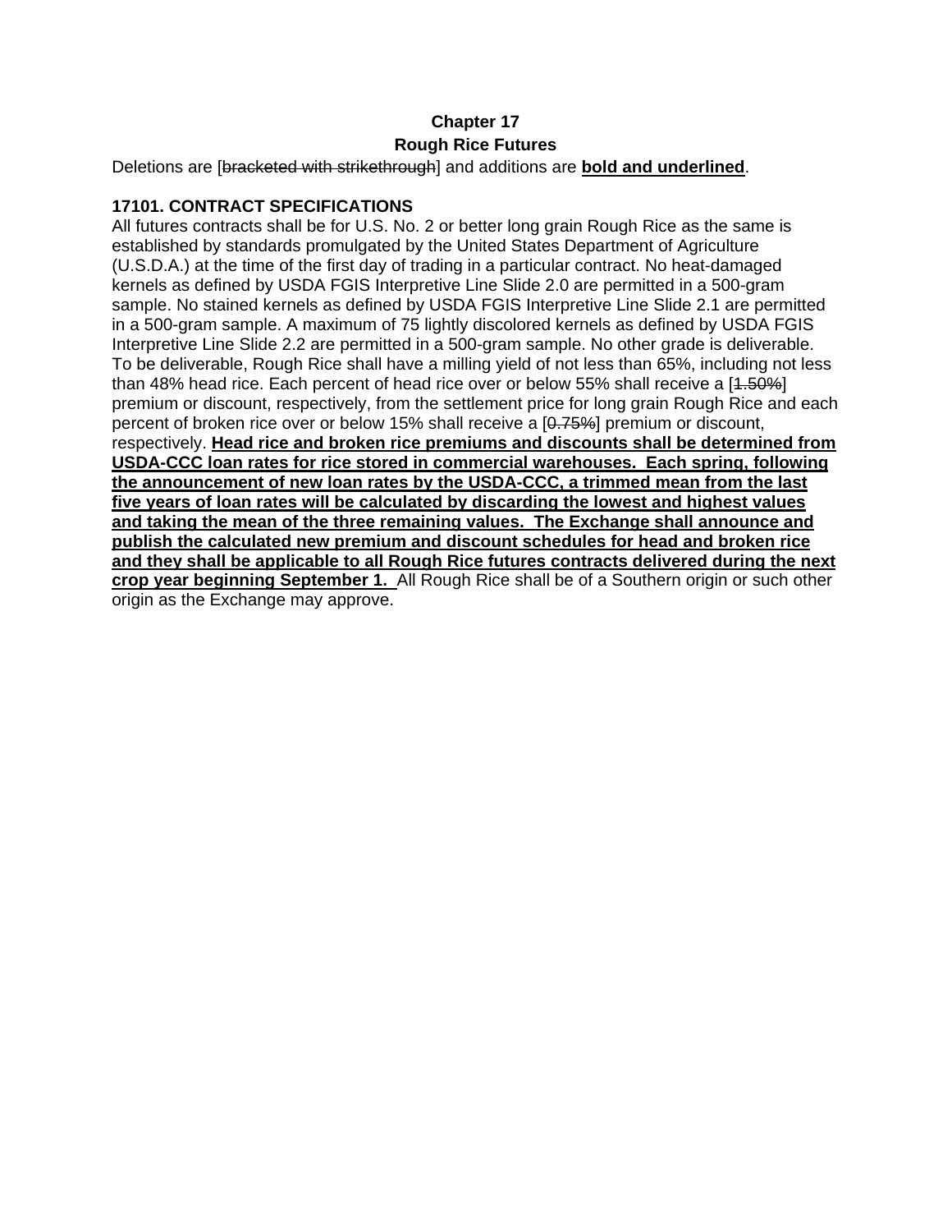**Chapter 17**
**Rough Rice Futures**

Deletions are [~~bracketed with strikethrough~~] and additions are **<u>bold and underlined</u>**.

**17101. CONTRACT SPECIFICATIONS**

All futures contracts shall be for U.S. No. 2 or better long grain Rough Rice as the same is established by standards promulgated by the United States Department of Agriculture (U.S.D.A.) at the time of the first day of trading in a particular contract. No heat-damaged kernels as defined by USDA FGIS Interpretive Line Slide 2.0 are permitted in a 500-gram sample. No stained kernels as defined by USDA FGIS Interpretive Line Slide 2.1 are permitted in a 500-gram sample. A maximum of 75 lightly discolored kernels as defined by USDA FGIS Interpretive Line Slide 2.2 are permitted in a 500-gram sample. No other grade is deliverable. To be deliverable, Rough Rice shall have a milling yield of not less than 65%, including not less than 48% head rice. Each percent of head rice over or below 55% shall receive a [~~1.50%~~] premium or discount, respectively, from the settlement price for long grain Rough Rice and each percent of broken rice over or below 15% shall receive a [~~0.75%~~] premium or discount, respectively. **<u>Head rice and broken rice premiums and discounts shall be determined from USDA-CCC loan rates for rice stored in commercial warehouses. Each spring, following the announcement of new loan rates by the USDA-CCC, a trimmed mean from the last five years of loan rates will be calculated by discarding the lowest and highest values and taking the mean of the three remaining values. The Exchange shall announce and publish the calculated new premium and discount schedules for head and broken rice and they shall be applicable to all Rough Rice futures contracts delivered during the next crop year beginning September 1.</u>** All Rough Rice shall be of a Southern origin or such other origin as the Exchange may approve.